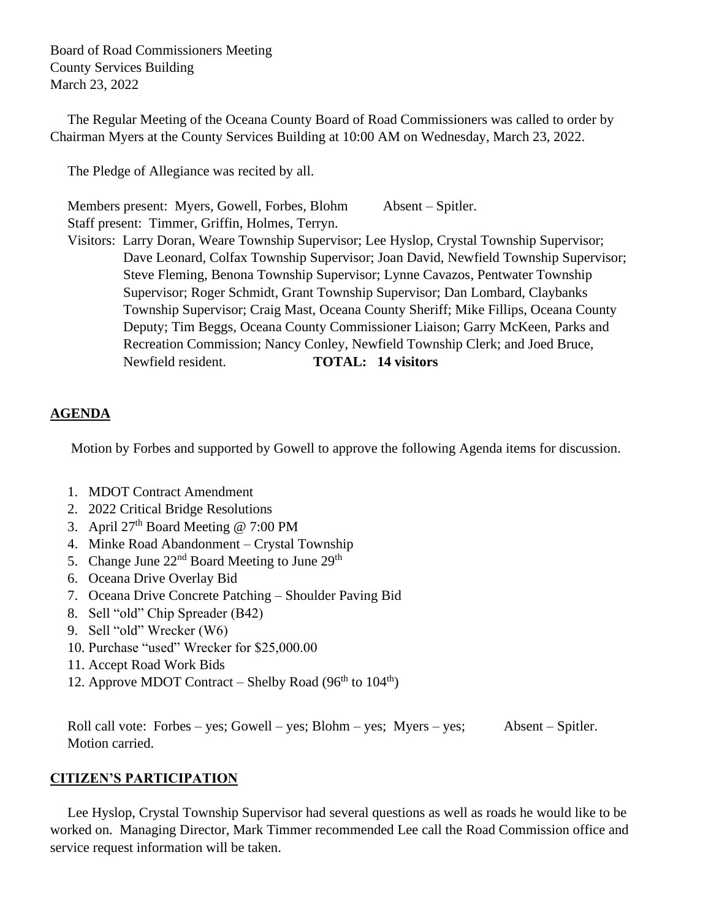Board of Road Commissioners Meeting
County Services Building
March 23, 2022

The Regular Meeting of the Oceana County Board of Road Commissioners was called to order by Chairman Myers at the County Services Building at 10:00 AM on Wednesday, March 23, 2022.

The Pledge of Allegiance was recited by all.

Members present: Myers, Gowell, Forbes, Blohm Absent – Spitler.
Staff present: Timmer, Griffin, Holmes, Terryn.
Visitors: Larry Doran, Weare Township Supervisor; Lee Hyslop, Crystal Township Supervisor; Dave Leonard, Colfax Township Supervisor; Joan David, Newfield Township Supervisor; Steve Fleming, Benona Township Supervisor; Lynne Cavazos, Pentwater Township Supervisor; Roger Schmidt, Grant Township Supervisor; Dan Lombard, Claybanks Township Supervisor; Craig Mast, Oceana County Sheriff; Mike Fillips, Oceana County Deputy; Tim Beggs, Oceana County Commissioner Liaison; Garry McKeen, Parks and Recreation Commission; Nancy Conley, Newfield Township Clerk; and Joed Bruce, Newfield resident. **TOTAL: 14 visitors**

## AGENDA

Motion by Forbes and supported by Gowell to approve the following Agenda items for discussion.

1. MDOT Contract Amendment
2. 2022 Critical Bridge Resolutions
3. April 27th Board Meeting @ 7:00 PM
4. Minke Road Abandonment – Crystal Township
5. Change June 22nd Board Meeting to June 29th
6. Oceana Drive Overlay Bid
7. Oceana Drive Concrete Patching – Shoulder Paving Bid
8. Sell "old" Chip Spreader (B42)
9. Sell "old" Wrecker (W6)
10. Purchase "used" Wrecker for $25,000.00
11. Accept Road Work Bids
12. Approve MDOT Contract – Shelby Road (96th to 104th)

Roll call vote: Forbes – yes; Gowell – yes; Blohm – yes; Myers – yes; Absent – Spitler.
Motion carried.

## CITIZEN'S PARTICIPATION

Lee Hyslop, Crystal Township Supervisor had several questions as well as roads he would like to be worked on. Managing Director, Mark Timmer recommended Lee call the Road Commission office and service request information will be taken.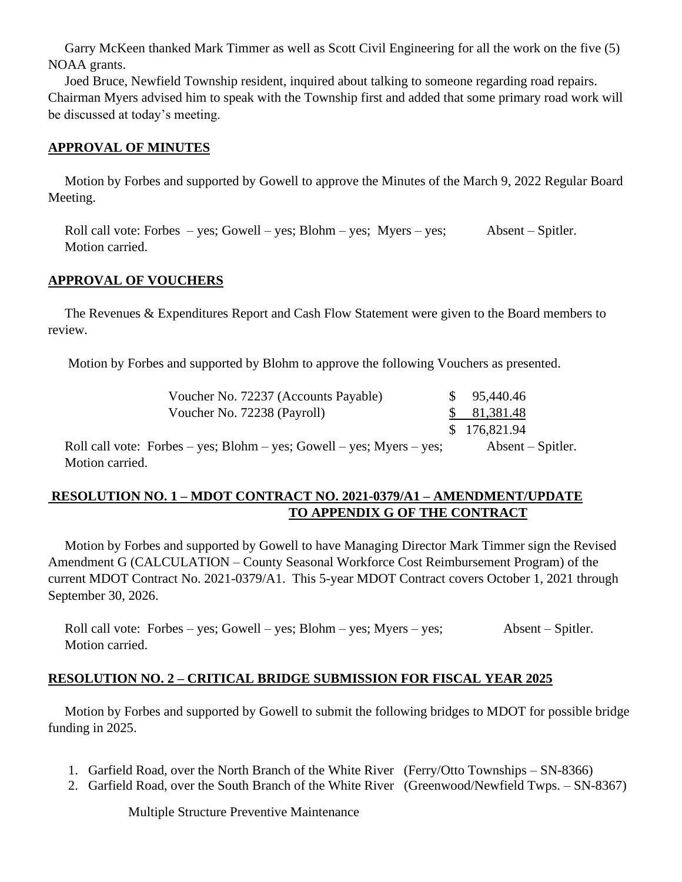Garry McKeen thanked Mark Timmer as well as Scott Civil Engineering for all the work on the five (5) NOAA grants.

Joed Bruce, Newfield Township resident, inquired about talking to someone regarding road repairs. Chairman Myers advised him to speak with the Township first and added that some primary road work will be discussed at today's meeting.

## APPROVAL OF MINUTES

Motion by Forbes and supported by Gowell to approve the Minutes of the March 9, 2022 Regular Board Meeting.

Roll call vote: Forbes – yes; Gowell – yes; Blohm – yes; Myers – yes; Absent – Spitler.
Motion carried.

## APPROVAL OF VOUCHERS

The Revenues & Expenditures Report and Cash Flow Statement were given to the Board members to review.

Motion by Forbes and supported by Blohm to approve the following Vouchers as presented.

| | |
|---|---|
| Voucher No. 72237 (Accounts Payable) | $ 95,440.46 |
| Voucher No. 72238 (Payroll) | $ 81,381.48 |
| | $ 176,821.94 |

Roll call vote: Forbes – yes; Blohm – yes; Gowell – yes; Myers – yes; Absent – Spitler.
Motion carried.

## RESOLUTION NO. 1 – MDOT CONTRACT NO. 2021-0379/A1 – AMENDMENT/UPDATE TO APPENDIX G OF THE CONTRACT

Motion by Forbes and supported by Gowell to have Managing Director Mark Timmer sign the Revised Amendment G (CALCULATION – County Seasonal Workforce Cost Reimbursement Program) of the current MDOT Contract No. 2021-0379/A1. This 5-year MDOT Contract covers October 1, 2021 through September 30, 2026.

Roll call vote: Forbes – yes; Gowell – yes; Blohm – yes; Myers – yes; Absent – Spitler.
Motion carried.

## RESOLUTION NO. 2 – CRITICAL BRIDGE SUBMISSION FOR FISCAL YEAR 2025

Motion by Forbes and supported by Gowell to submit the following bridges to MDOT for possible bridge funding in 2025.

1. Garfield Road, over the North Branch of the White River (Ferry/Otto Townships – SN-8366)
2. Garfield Road, over the South Branch of the White River (Greenwood/Newfield Twps. – SN-8367)

Multiple Structure Preventive Maintenance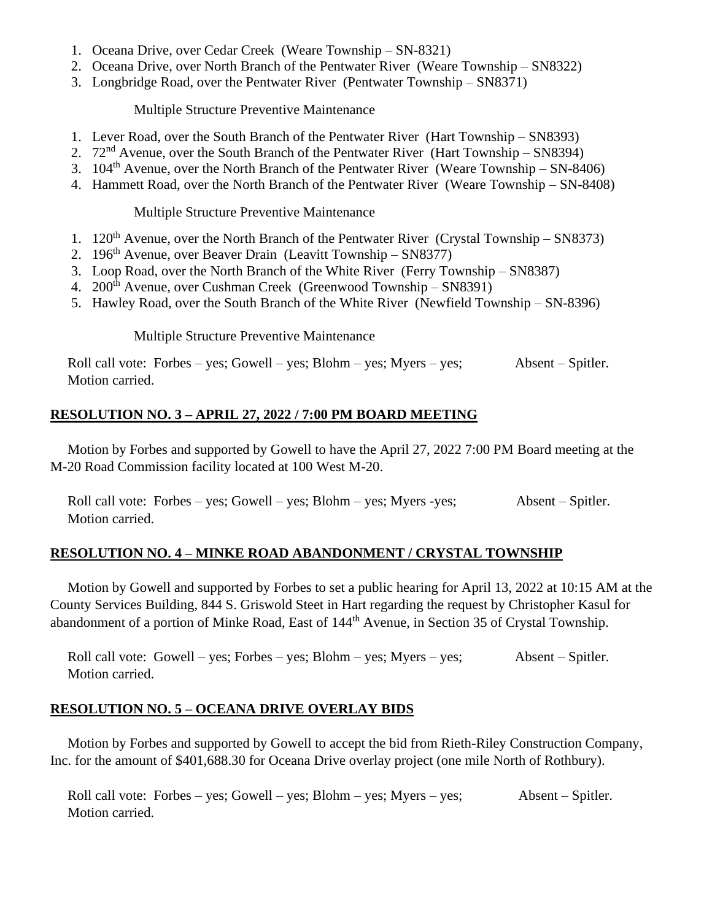1. Oceana Drive, over Cedar Creek (Weare Township – SN-8321)
2. Oceana Drive, over North Branch of the Pentwater River (Weare Township – SN8322)
3. Longbridge Road, over the Pentwater River (Pentwater Township – SN8371)

Multiple Structure Preventive Maintenance

1. Lever Road, over the South Branch of the Pentwater River (Hart Township – SN8393)
2. 72nd Avenue, over the South Branch of the Pentwater River (Hart Township – SN8394)
3. 104th Avenue, over the North Branch of the Pentwater River (Weare Township – SN-8406)
4. Hammett Road, over the North Branch of the Pentwater River (Weare Township – SN-8408)

Multiple Structure Preventive Maintenance

1. 120th Avenue, over the North Branch of the Pentwater River (Crystal Township – SN8373)
2. 196th Avenue, over Beaver Drain (Leavitt Township – SN8377)
3. Loop Road, over the North Branch of the White River (Ferry Township – SN8387)
4. 200th Avenue, over Cushman Creek (Greenwood Township – SN8391)
5. Hawley Road, over the South Branch of the White River (Newfield Township – SN-8396)

Multiple Structure Preventive Maintenance

Roll call vote: Forbes – yes; Gowell – yes; Blohm – yes; Myers – yes; Absent – Spitler.
Motion carried.

## RESOLUTION NO. 3 – APRIL 27, 2022 / 7:00 PM BOARD MEETING

Motion by Forbes and supported by Gowell to have the April 27, 2022 7:00 PM Board meeting at the M-20 Road Commission facility located at 100 West M-20.

Roll call vote: Forbes – yes; Gowell – yes; Blohm – yes; Myers -yes; Absent – Spitler.
Motion carried.

## RESOLUTION NO. 4 – MINKE ROAD ABANDONMENT / CRYSTAL TOWNSHIP

Motion by Gowell and supported by Forbes to set a public hearing for April 13, 2022 at 10:15 AM at the County Services Building, 844 S. Griswold Steet in Hart regarding the request by Christopher Kasul for abandonment of a portion of Minke Road, East of 144th Avenue, in Section 35 of Crystal Township.

Roll call vote: Gowell – yes; Forbes – yes; Blohm – yes; Myers – yes; Absent – Spitler.
Motion carried.

## RESOLUTION NO. 5 – OCEANA DRIVE OVERLAY BIDS

Motion by Forbes and supported by Gowell to accept the bid from Rieth-Riley Construction Company, Inc. for the amount of $401,688.30 for Oceana Drive overlay project (one mile North of Rothbury).

Roll call vote: Forbes – yes; Gowell – yes; Blohm – yes; Myers – yes; Absent – Spitler.
Motion carried.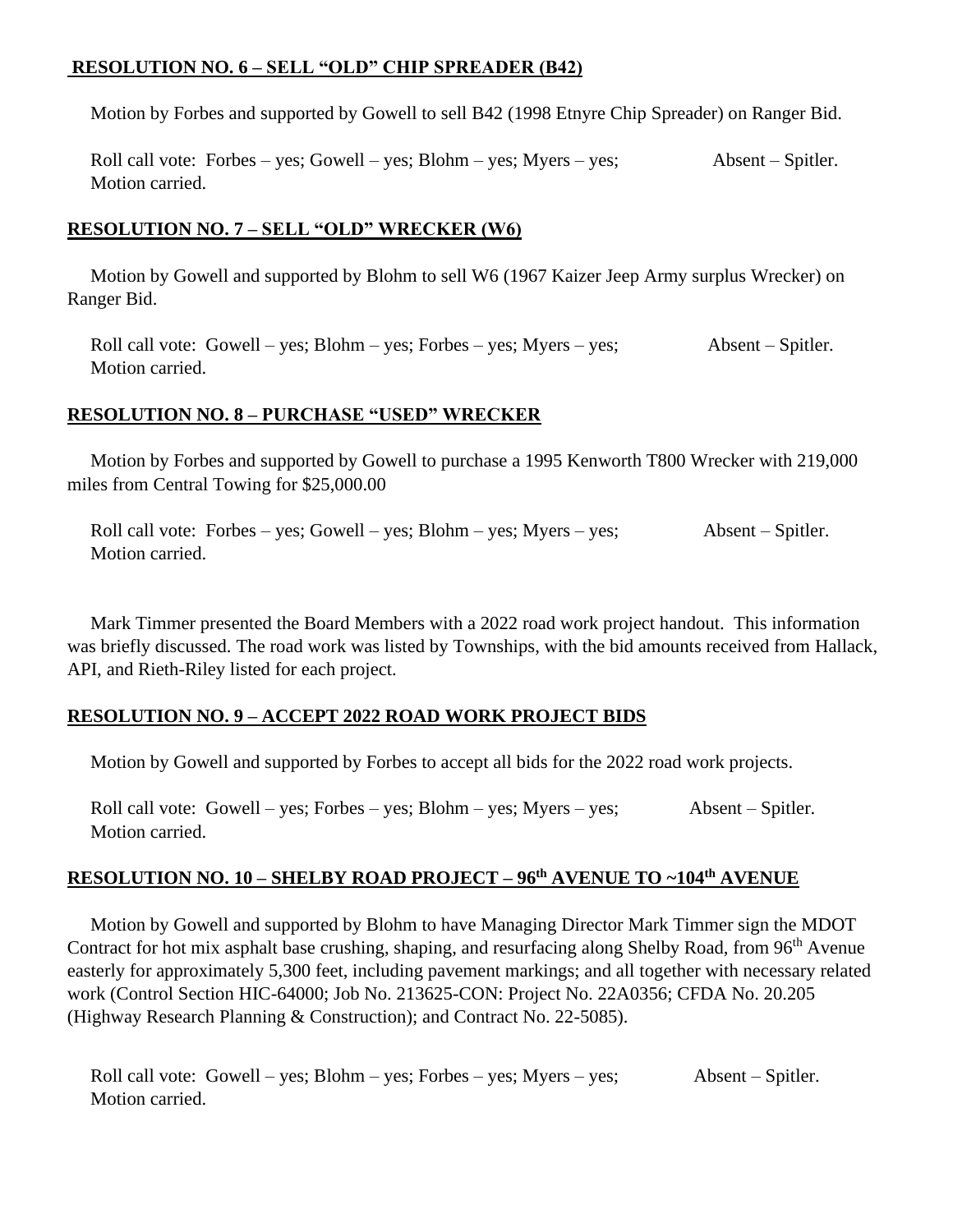**RESOLUTION NO. 6 – SELL "OLD" CHIP SPREADER (B42)**

Motion by Forbes and supported by Gowell to sell B42 (1998 Etnyre Chip Spreader) on Ranger Bid.

Roll call vote: Forbes – yes; Gowell – yes; Blohm – yes; Myers – yes; Absent – Spitler. Motion carried.

**RESOLUTION NO. 7 – SELL "OLD" WRECKER (W6)**

Motion by Gowell and supported by Blohm to sell W6 (1967 Kaizer Jeep Army surplus Wrecker) on Ranger Bid.

Roll call vote: Gowell – yes; Blohm – yes; Forbes – yes; Myers – yes; Absent – Spitler. Motion carried.

**RESOLUTION NO. 8 – PURCHASE "USED" WRECKER**

Motion by Forbes and supported by Gowell to purchase a 1995 Kenworth T800 Wrecker with 219,000 miles from Central Towing for $25,000.00

Roll call vote: Forbes – yes; Gowell – yes; Blohm – yes; Myers – yes; Absent – Spitler. Motion carried.

Mark Timmer presented the Board Members with a 2022 road work project handout. This information was briefly discussed. The road work was listed by Townships, with the bid amounts received from Hallack, API, and Rieth-Riley listed for each project.

**RESOLUTION NO. 9 – ACCEPT 2022 ROAD WORK PROJECT BIDS**

Motion by Gowell and supported by Forbes to accept all bids for the 2022 road work projects.

Roll call vote: Gowell – yes; Forbes – yes; Blohm – yes; Myers – yes; Absent – Spitler. Motion carried.

**RESOLUTION NO. 10 – SHELBY ROAD PROJECT – 96th AVENUE TO ~104th AVENUE**

Motion by Gowell and supported by Blohm to have Managing Director Mark Timmer sign the MDOT Contract for hot mix asphalt base crushing, shaping, and resurfacing along Shelby Road, from 96th Avenue easterly for approximately 5,300 feet, including pavement markings; and all together with necessary related work (Control Section HIC-64000; Job No. 213625-CON: Project No. 22A0356; CFDA No. 20.205 (Highway Research Planning & Construction); and Contract No. 22-5085).

Roll call vote: Gowell – yes; Blohm – yes; Forbes – yes; Myers – yes; Absent – Spitler. Motion carried.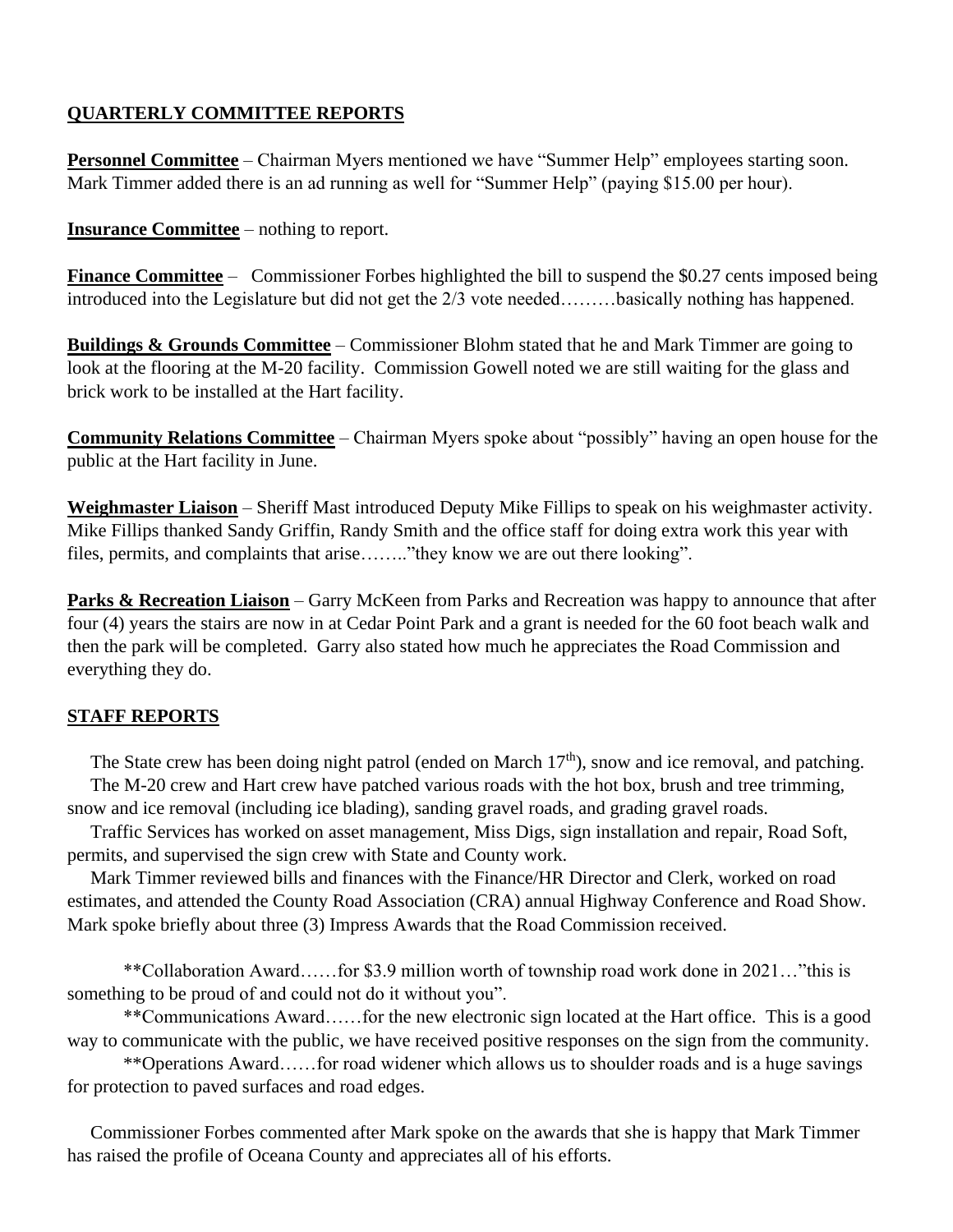## QUARTERLY COMMITTEE REPORTS

**Personnel Committee** – Chairman Myers mentioned we have "Summer Help" employees starting soon. Mark Timmer added there is an ad running as well for "Summer Help" (paying $15.00 per hour).

**Insurance Committee** – nothing to report.

**Finance Committee** – Commissioner Forbes highlighted the bill to suspend the $0.27 cents imposed being introduced into the Legislature but did not get the 2/3 vote needed………basically nothing has happened.

**Buildings & Grounds Committee** – Commissioner Blohm stated that he and Mark Timmer are going to look at the flooring at the M-20 facility. Commission Gowell noted we are still waiting for the glass and brick work to be installed at the Hart facility.

**Community Relations Committee** – Chairman Myers spoke about "possibly" having an open house for the public at the Hart facility in June.

**Weighmaster Liaison** – Sheriff Mast introduced Deputy Mike Fillips to speak on his weighmaster activity. Mike Fillips thanked Sandy Griffin, Randy Smith and the office staff for doing extra work this year with files, permits, and complaints that arise…….."they know we are out there looking".

**Parks & Recreation Liaison** – Garry McKeen from Parks and Recreation was happy to announce that after four (4) years the stairs are now in at Cedar Point Park and a grant is needed for the 60 foot beach walk and then the park will be completed. Garry also stated how much he appreciates the Road Commission and everything they do.

## STAFF REPORTS

The State crew has been doing night patrol (ended on March 17th), snow and ice removal, and patching.

The M-20 crew and Hart crew have patched various roads with the hot box, brush and tree trimming, snow and ice removal (including ice blading), sanding gravel roads, and grading gravel roads.

Traffic Services has worked on asset management, Miss Digs, sign installation and repair, Road Soft, permits, and supervised the sign crew with State and County work.

Mark Timmer reviewed bills and finances with the Finance/HR Director and Clerk, worked on road estimates, and attended the County Road Association (CRA) annual Highway Conference and Road Show. Mark spoke briefly about three (3) Impress Awards that the Road Commission received.

**Collaboration Award……for $3.9 million worth of township road work done in 2021…"this is something to be proud of and could not do it without you".

**Communications Award……for the new electronic sign located at the Hart office. This is a good way to communicate with the public, we have received positive responses on the sign from the community.

**Operations Award……for road widener which allows us to shoulder roads and is a huge savings for protection to paved surfaces and road edges.

Commissioner Forbes commented after Mark spoke on the awards that she is happy that Mark Timmer has raised the profile of Oceana County and appreciates all of his efforts.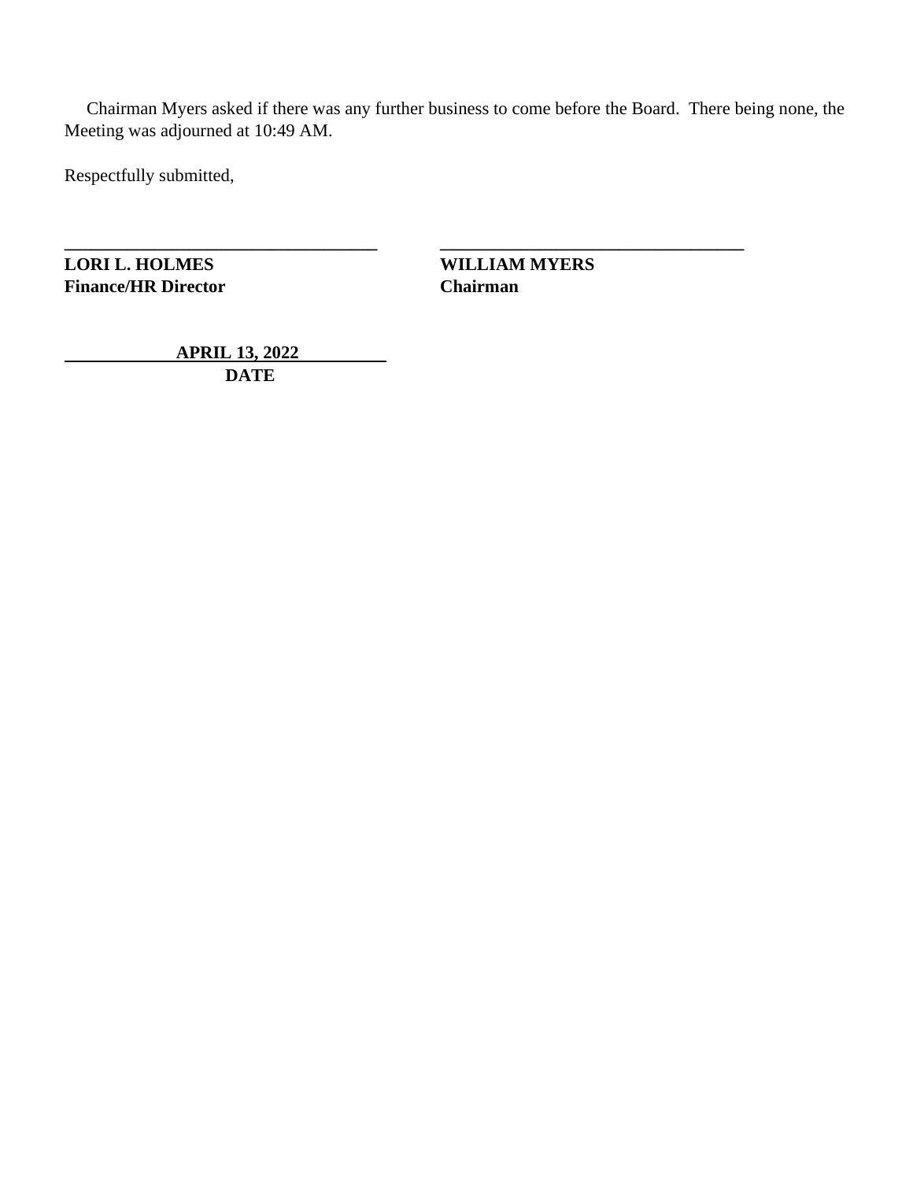Chairman Myers asked if there was any further business to come before the Board. There being none, the Meeting was adjourned at 10:49 AM.

Respectfully submitted,

_________________________________ _________________________________

**LORI L. HOLMES** **WILLIAM MYERS**

**Finance/HR Director** **Chairman**

**APRIL 13, 2022**

**DATE**